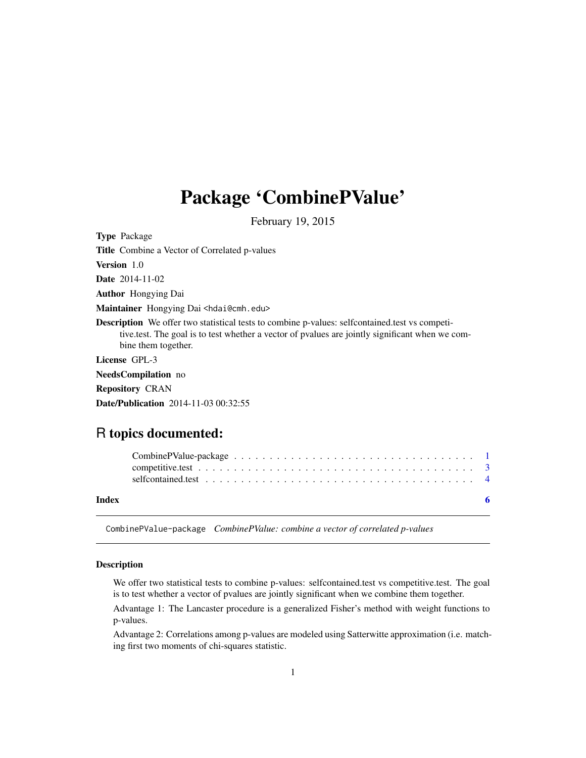# Package 'CombinePValue'

February 19, 2015

**Type** Package

**Title** Combine a Vector of Correlated p-values

**Version** 1.0

**Date** 2014-11-02

**Author** Hongying Dai

**Maintainer** Hongying Dai <hdai@cmh.edu>

**Description** We offer two statistical tests to combine p-values: selfcontained.test vs competitive.test. The goal is to test whether a vector of pvalues are jointly significant when we combine them together.

**License** GPL-3

**NeedsCompilation** no

**Repository** CRAN

**Date/Publication** 2014-11-03 00:32:55

## R topics documented:

- CombinePValue-package . . . . . . . . . . . . . . . . . . . . . . . . . . . . . . . . . . 1
- competitive.test . . . . . . . . . . . . . . . . . . . . . . . . . . . . . . . . . . . . . . . 3
- selfcontained.test . . . . . . . . . . . . . . . . . . . . . . . . . . . . . . . . . . . . . . 4

**Index** 6

---

CombinePValue-package *CombinePValue: combine a vector of correlated p-values*

---

### Description

We offer two statistical tests to combine p-values: selfcontained.test vs competitive.test. The goal is to test whether a vector of pvalues are jointly significant when we combine them together.

Advantage 1: The Lancaster procedure is a generalized Fisher's method with weight functions to p-values.

Advantage 2: Correlations among p-values are modeled using Satterwitte approximation (i.e. matching first two moments of chi-squares statistic.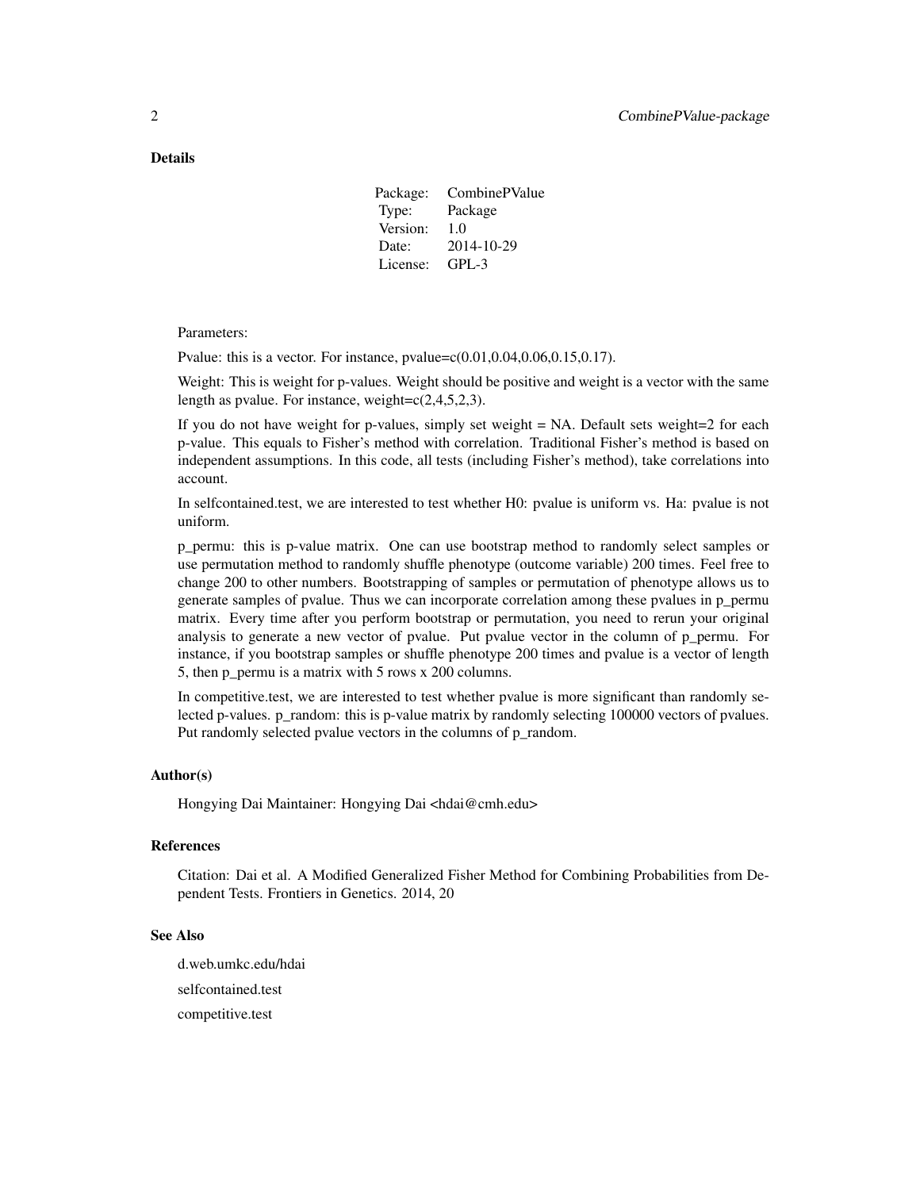## Details

| Package: | CombinePValue |
|---|---|
| Type: | Package |
| Version: | 1.0 |
| Date: | 2014-10-29 |
| License: | GPL-3 |

Parameters:

Pvalue: this is a vector. For instance, pvalue=c(0.01,0.04,0.06,0.15,0.17).

Weight: This is weight for p-values. Weight should be positive and weight is a vector with the same length as pvalue. For instance, weight=c(2,4,5,2,3).

If you do not have weight for p-values, simply set weight = NA. Default sets weight=2 for each p-value. This equals to Fisher's method with correlation. Traditional Fisher's method is based on independent assumptions. In this code, all tests (including Fisher's method), take correlations into account.

In selfcontained.test, we are interested to test whether H0: pvalue is uniform vs. Ha: pvalue is not uniform.

p_permu: this is p-value matrix. One can use bootstrap method to randomly select samples or use permutation method to randomly shuffle phenotype (outcome variable) 200 times. Feel free to change 200 to other numbers. Bootstrapping of samples or permutation of phenotype allows us to generate samples of pvalue. Thus we can incorporate correlation among these pvalues in p_permu matrix. Every time after you perform bootstrap or permutation, you need to rerun your original analysis to generate a new vector of pvalue. Put pvalue vector in the column of p_permu. For instance, if you bootstrap samples or shuffle phenotype 200 times and pvalue is a vector of length 5, then p_permu is a matrix with 5 rows x 200 columns.

In competitive.test, we are interested to test whether pvalue is more significant than randomly selected p-values. p_random: this is p-value matrix by randomly selecting 100000 vectors of pvalues. Put randomly selected pvalue vectors in the columns of p_random.

## Author(s)

Hongying Dai Maintainer: Hongying Dai <hdai@cmh.edu>

## References

Citation: Dai et al. A Modified Generalized Fisher Method for Combining Probabilities from Dependent Tests. Frontiers in Genetics. 2014, 20

## See Also

d.web.umkc.edu/hdai

selfcontained.test

competitive.test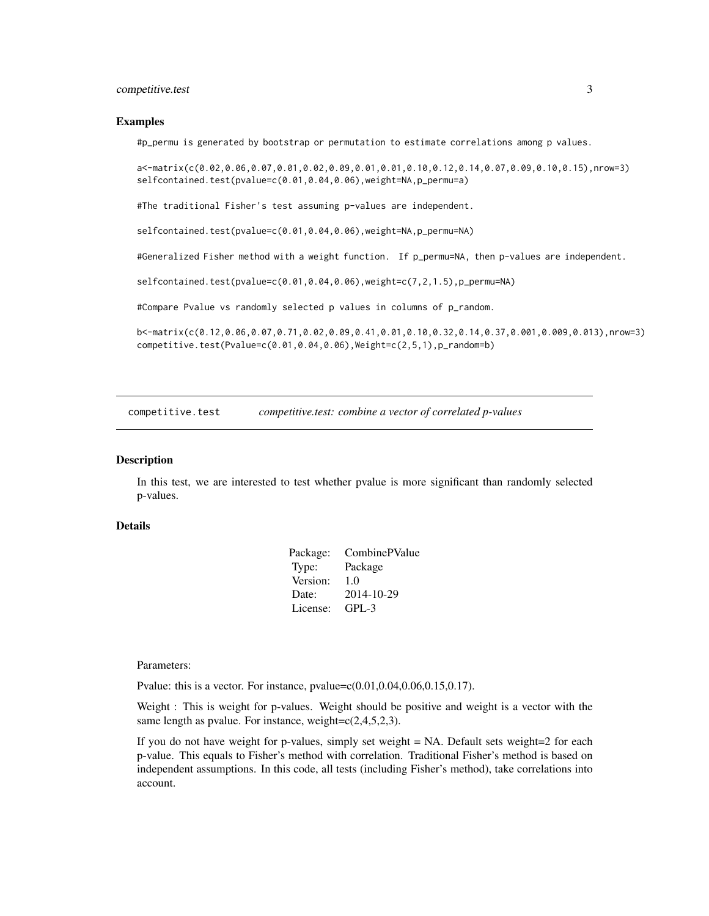### Examples

```
#p_permu is generated by bootstrap or permutation to estimate correlations among p values.

a<-matrix(c(0.02,0.06,0.07,0.01,0.02,0.09,0.01,0.01,0.10,0.12,0.14,0.07,0.09,0.10,0.15),nrow=3)
selfcontained.test(pvalue=c(0.01,0.04,0.06),weight=NA,p_permu=a)

#The traditional Fisher's test assuming p-values are independent.

selfcontained.test(pvalue=c(0.01,0.04,0.06),weight=NA,p_permu=NA)

#Generalized Fisher method with a weight function.  If p_permu=NA, then p-values are independent.

selfcontained.test(pvalue=c(0.01,0.04,0.06),weight=c(7,2,1.5),p_permu=NA)

#Compare Pvalue vs randomly selected p values in columns of p_random.

b<-matrix(c(0.12,0.06,0.07,0.71,0.02,0.09,0.41,0.01,0.10,0.32,0.14,0.37,0.001,0.009,0.013),nrow=3)
competitive.test(Pvalue=c(0.01,0.04,0.06),Weight=c(2,5,1),p_random=b)
```

---

## competitive.test *competitive.test: combine a vector of correlated p-values*

### Description

In this test, we are interested to test whether pvalue is more significant than randomly selected p-values.

### Details

| | |
|---|---|
| Package: | CombinePValue |
| Type: | Package |
| Version: | 1.0 |
| Date: | 2014-10-29 |
| License: | GPL-3 |

Parameters:

Pvalue: this is a vector. For instance, pvalue=c(0.01,0.04,0.06,0.15,0.17).

Weight : This is weight for p-values. Weight should be positive and weight is a vector with the same length as pvalue. For instance, weight=c(2,4,5,2,3).

If you do not have weight for p-values, simply set weight = NA. Default sets weight=2 for each p-value. This equals to Fisher's method with correlation. Traditional Fisher's method is based on independent assumptions. In this code, all tests (including Fisher's method), take correlations into account.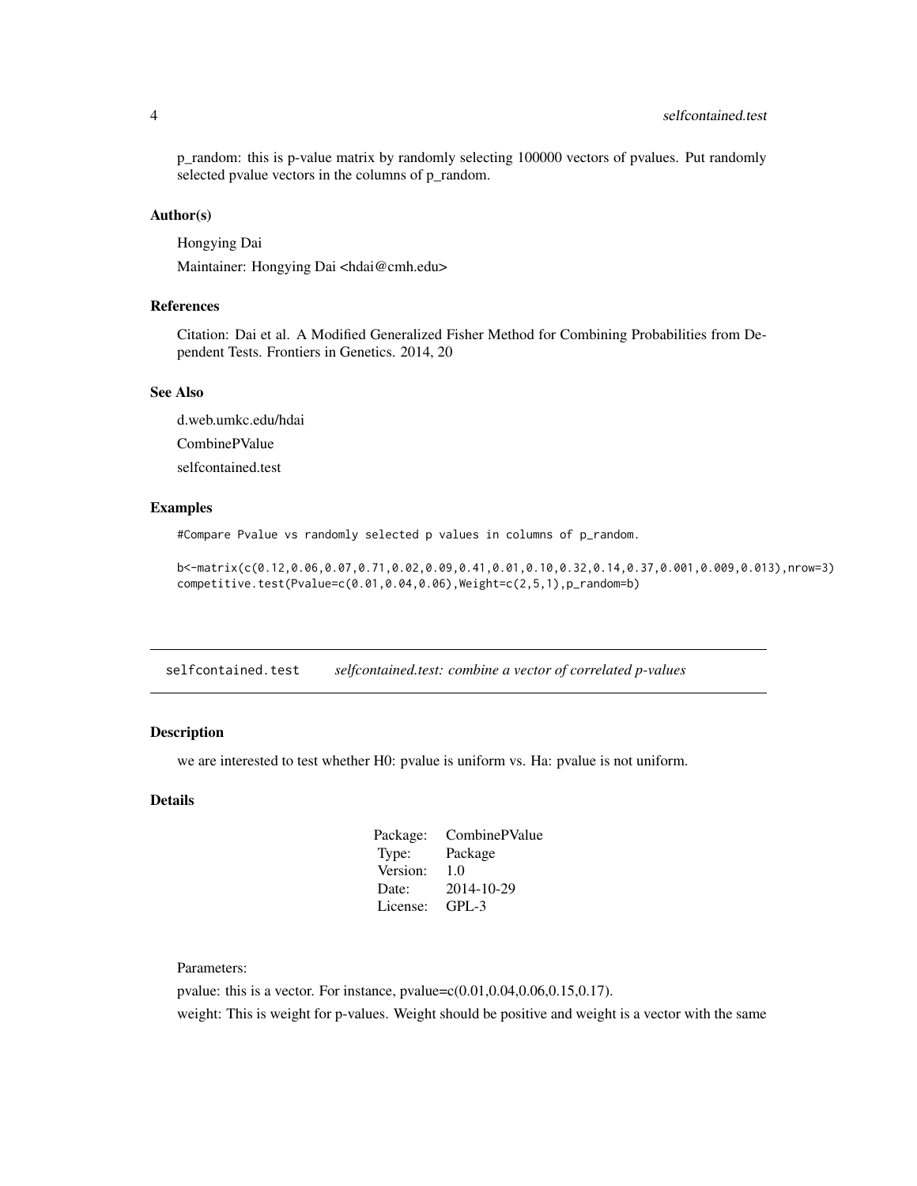p_random: this is p-value matrix by randomly selecting 100000 vectors of pvalues. Put randomly selected pvalue vectors in the columns of p_random.

### Author(s)

Hongying Dai

Maintainer: Hongying Dai <hdai@cmh.edu>

### References

Citation: Dai et al. A Modified Generalized Fisher Method for Combining Probabilities from Dependent Tests. Frontiers in Genetics. 2014, 20

### See Also

d.web.umkc.edu/hdai

CombinePValue

selfcontained.test

### Examples

```
#Compare Pvalue vs randomly selected p values in columns of p_random.

b<-matrix(c(0.12,0.06,0.07,0.71,0.02,0.09,0.41,0.01,0.10,0.32,0.14,0.37,0.001,0.009,0.013),nrow=3)
competitive.test(Pvalue=c(0.01,0.04,0.06),Weight=c(2,5,1),p_random=b)
```

---

## selfcontained.test    *selfcontained.test: combine a vector of correlated p-values*

---

### Description

we are interested to test whether H0: pvalue is uniform vs. Ha: pvalue is not uniform.

### Details

| | |
|---|---|
| Package: | CombinePValue |
| Type: | Package |
| Version: | 1.0 |
| Date: | 2014-10-29 |
| License: | GPL-3 |

Parameters:

pvalue: this is a vector. For instance, pvalue=c(0.01,0.04,0.06,0.15,0.17).

weight: This is weight for p-values. Weight should be positive and weight is a vector with the same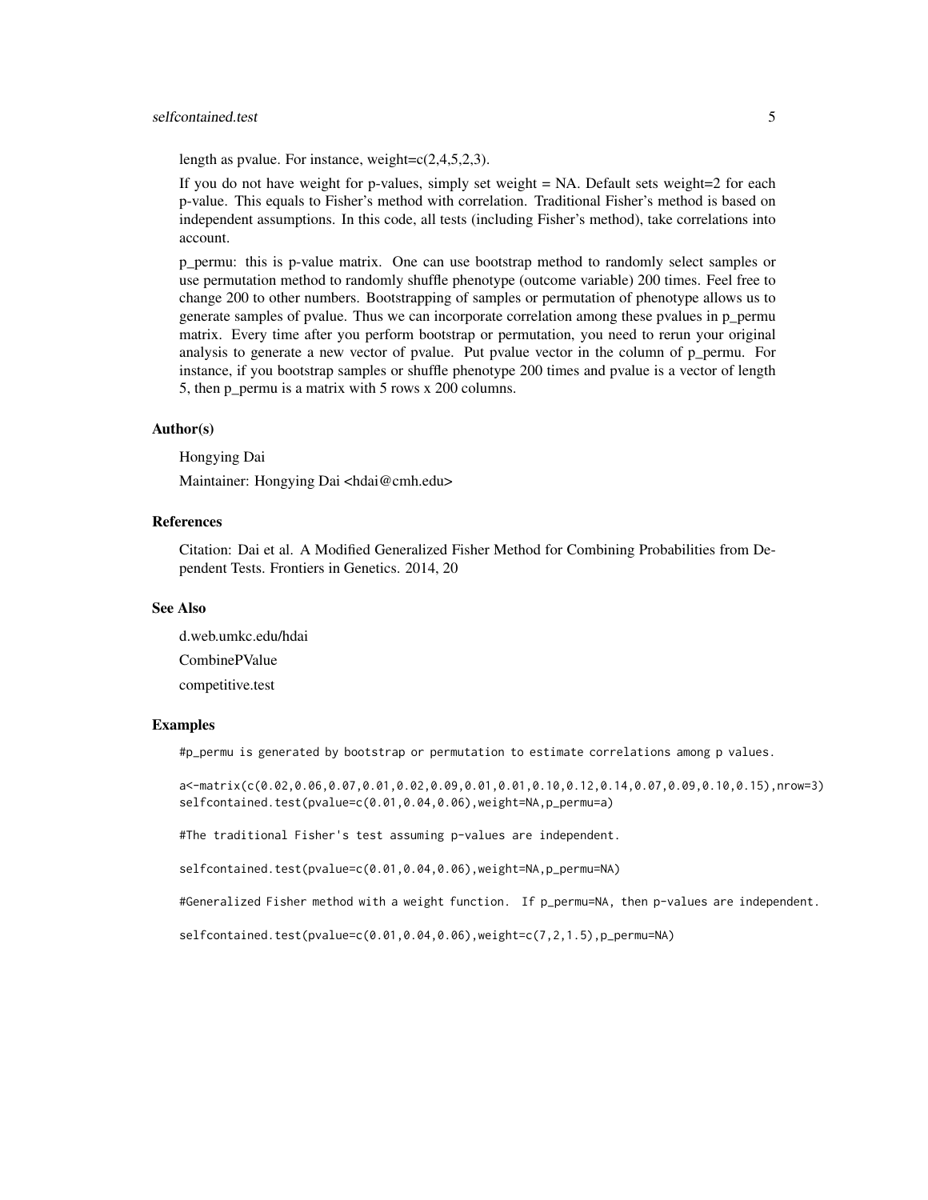length as pvalue. For instance, weight=c(2,4,5,2,3).

If you do not have weight for p-values, simply set weight = NA. Default sets weight=2 for each p-value. This equals to Fisher's method with correlation. Traditional Fisher's method is based on independent assumptions. In this code, all tests (including Fisher's method), take correlations into account.

p_permu: this is p-value matrix. One can use bootstrap method to randomly select samples or use permutation method to randomly shuffle phenotype (outcome variable) 200 times. Feel free to change 200 to other numbers. Bootstrapping of samples or permutation of phenotype allows us to generate samples of pvalue. Thus we can incorporate correlation among these pvalues in p_permu matrix. Every time after you perform bootstrap or permutation, you need to rerun your original analysis to generate a new vector of pvalue. Put pvalue vector in the column of p_permu. For instance, if you bootstrap samples or shuffle phenotype 200 times and pvalue is a vector of length 5, then p_permu is a matrix with 5 rows x 200 columns.

### Author(s)

Hongying Dai

Maintainer: Hongying Dai <hdai@cmh.edu>

### References

Citation: Dai et al. A Modified Generalized Fisher Method for Combining Probabilities from Dependent Tests. Frontiers in Genetics. 2014, 20

### See Also

d.web.umkc.edu/hdai

CombinePValue

competitive.test

### Examples

```
#p_permu is generated by bootstrap or permutation to estimate correlations among p values.

a<-matrix(c(0.02,0.06,0.07,0.01,0.02,0.09,0.01,0.01,0.10,0.12,0.14,0.07,0.09,0.10,0.15),nrow=3)
selfcontained.test(pvalue=c(0.01,0.04,0.06),weight=NA,p_permu=a)

#The traditional Fisher's test assuming p-values are independent.

selfcontained.test(pvalue=c(0.01,0.04,0.06),weight=NA,p_permu=NA)

#Generalized Fisher method with a weight function.  If p_permu=NA, then p-values are independent.

selfcontained.test(pvalue=c(0.01,0.04,0.06),weight=c(7,2,1.5),p_permu=NA)
```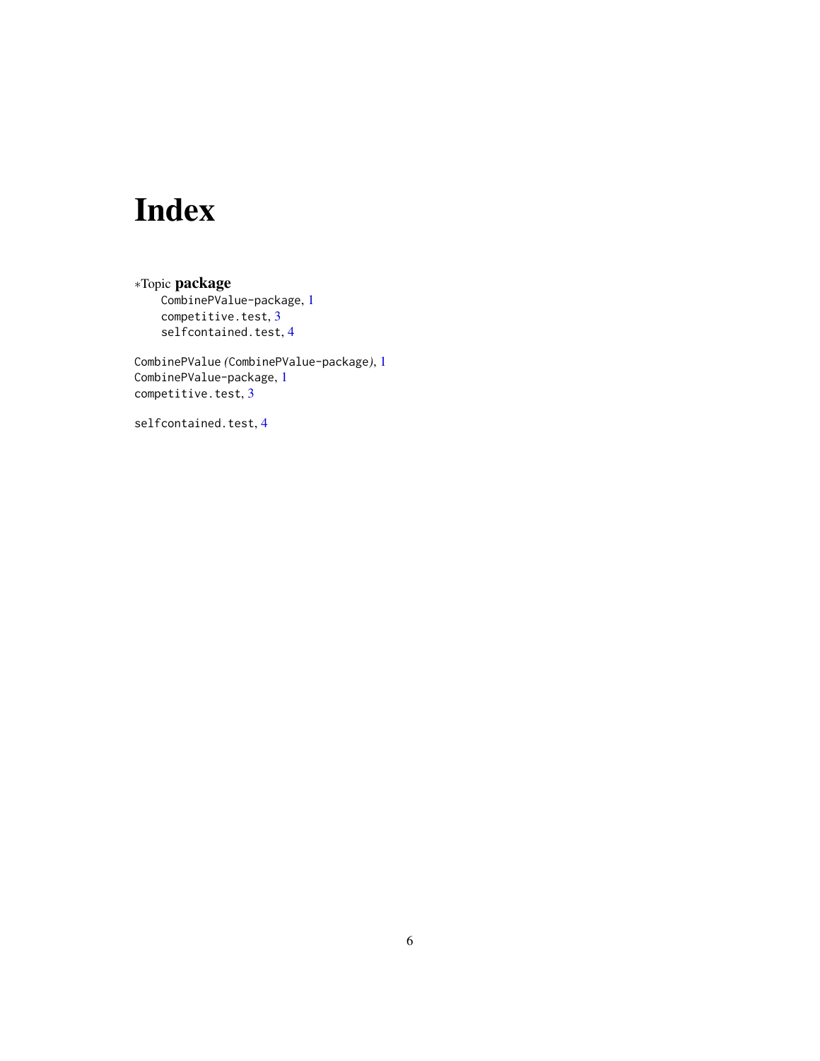# Index

*Topic **package**
- CombinePValue-package, 1
- competitive.test, 3
- selfcontained.test, 4

CombinePValue *(*CombinePValue-package*)*, 1
CombinePValue-package, 1
competitive.test, 3

selfcontained.test, 4